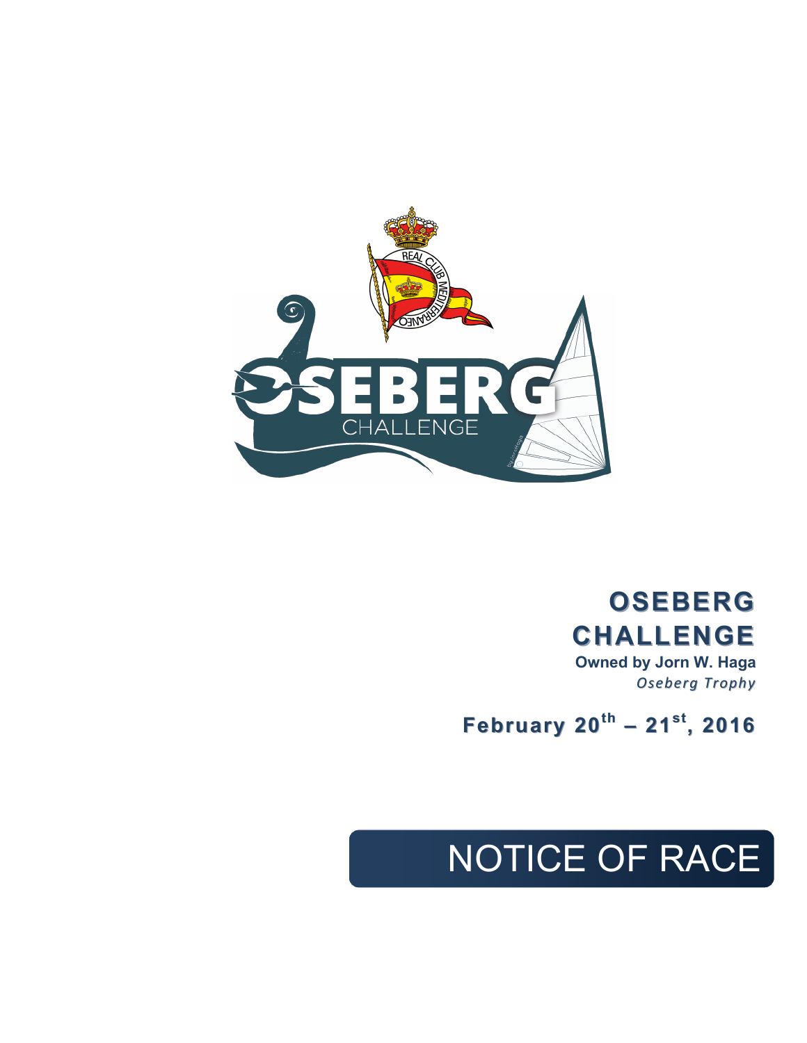# OSEBERG CHALLENGE

**Owned by Jorn W. Haga**

*Oseberg Trophy*

**February 20th – 21st, 2016**

# NOTICE OF RACE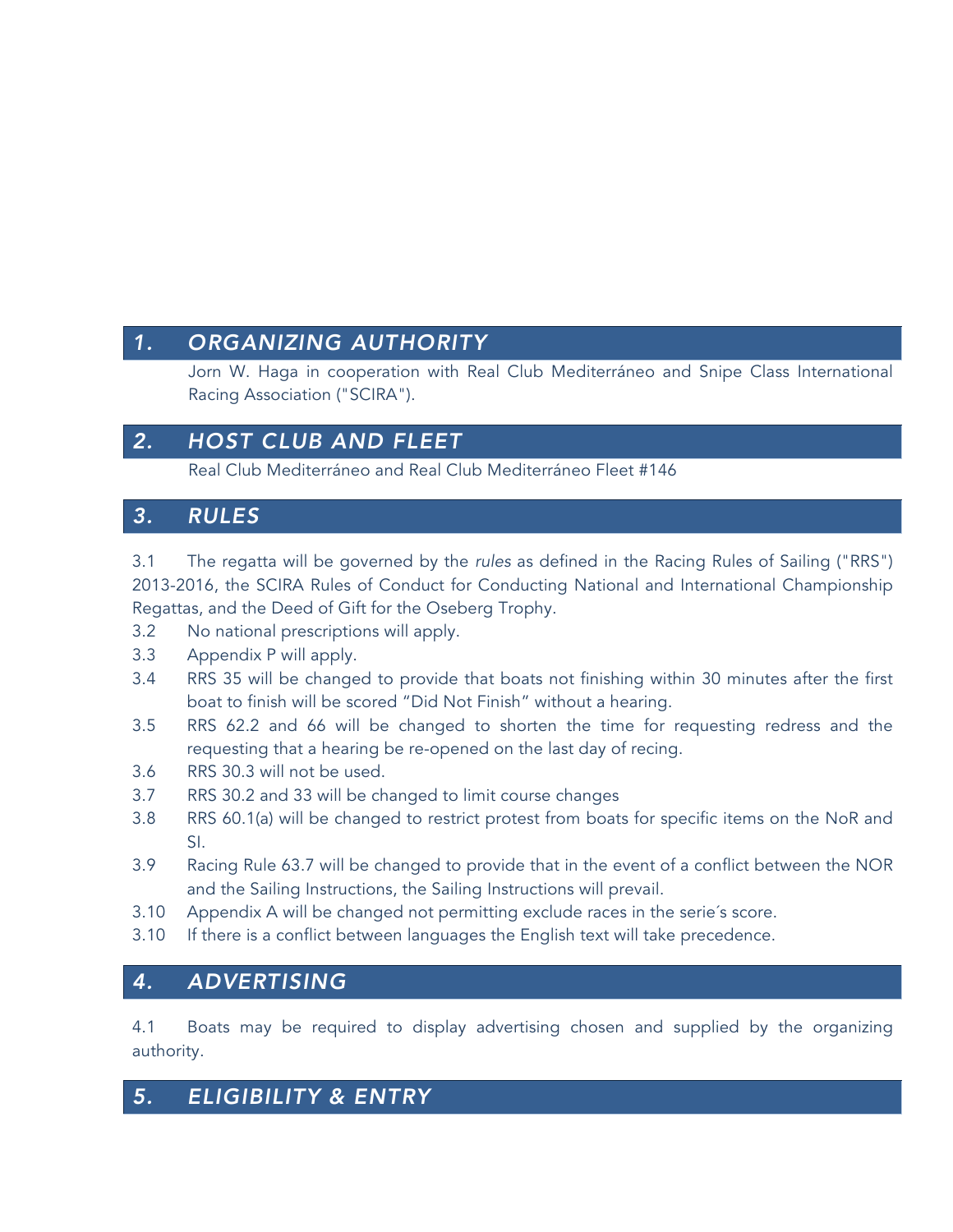## 1. ORGANIZING AUTHORITY

Jorn W. Haga in cooperation with Real Club Mediterráneo and Snipe Class International Racing Association ("SCIRA").

## 2. HOST CLUB AND FLEET

Real Club Mediterráneo and Real Club Mediterráneo Fleet #146

## 3. RULES

3.1 The regatta will be governed by the *rules* as defined in the Racing Rules of Sailing ("RRS") 2013-2016, the SCIRA Rules of Conduct for Conducting National and International Championship Regattas, and the Deed of Gift for the Oseberg Trophy.

3.2 No national prescriptions will apply.

3.3 Appendix P will apply.

3.4 RRS 35 will be changed to provide that boats not finishing within 30 minutes after the first boat to finish will be scored "Did Not Finish" without a hearing.

3.5 RRS 62.2 and 66 will be changed to shorten the time for requesting redress and the requesting that a hearing be re-opened on the last day of recing.

3.6 RRS 30.3 will not be used.

3.7 RRS 30.2 and 33 will be changed to limit course changes

3.8 RRS 60.1(a) will be changed to restrict protest from boats for specific items on the NoR and SI.

3.9 Racing Rule 63.7 will be changed to provide that in the event of a conflict between the NOR and the Sailing Instructions, the Sailing Instructions will prevail.

3.10 Appendix A will be changed not permitting exclude races in the serie´s score.

3.10 If there is a conflict between languages the English text will take precedence.

## 4. ADVERTISING

4.1 Boats may be required to display advertising chosen and supplied by the organizing authority.

## 5. ELIGIBILITY & ENTRY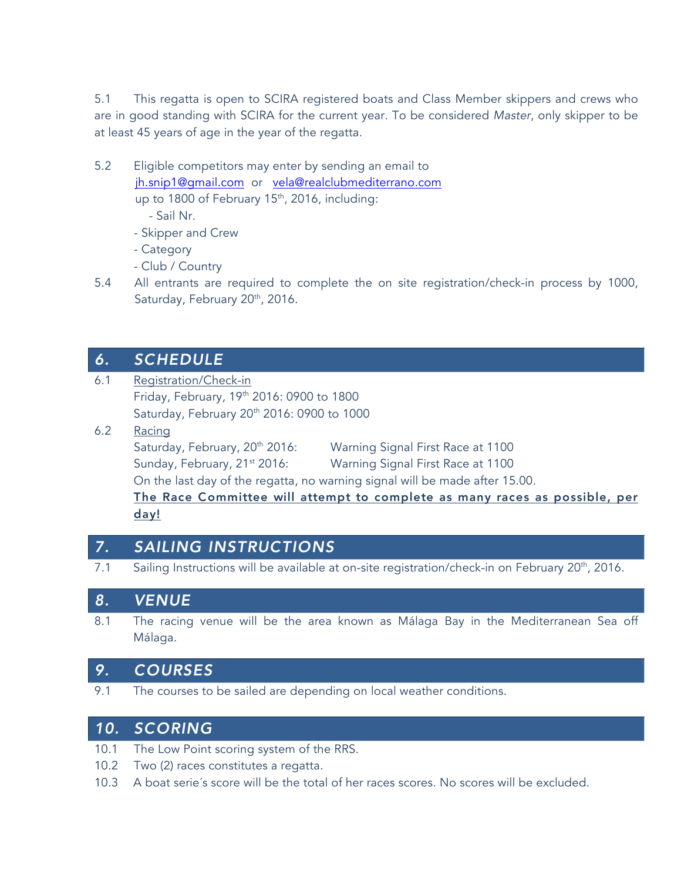5.1 This regatta is open to SCIRA registered boats and Class Member skippers and crews who are in good standing with SCIRA for the current year. To be considered *Master*, only skipper to be at least 45 years of age in the year of the regatta.

5.2 Eligible competitors may enter by sending an email to jh.snip1@gmail.com or vela@realclubmediterrano.com up to 1800 of February 15th, 2016, including:

- Sail Nr.
- Skipper and Crew
- Category
- Club / Country

5.4 All entrants are required to complete the on site registration/check-in process by 1000, Saturday, February 20th, 2016.

## 6. SCHEDULE

6.1 Registration/Check-in

Friday, February, 19th 2016: 0900 to 1800

Saturday, February 20th 2016: 0900 to 1000

6.2 Racing

Saturday, February, 20th 2016: Warning Signal First Race at 1100

Sunday, February, 21st 2016: Warning Signal First Race at 1100

On the last day of the regatta, no warning signal will be made after 15.00.

**The Race Committee will attempt to complete as many races as possible, per day!**

## 7. SAILING INSTRUCTIONS

7.1 Sailing Instructions will be available at on-site registration/check-in on February 20th, 2016.

## 8. VENUE

8.1 The racing venue will be the area known as Málaga Bay in the Mediterranean Sea off Málaga.

## 9. COURSES

9.1 The courses to be sailed are depending on local weather conditions.

## 10. SCORING

10.1 The Low Point scoring system of the RRS.

10.2 Two (2) races constitutes a regatta.

10.3 A boat serie´s score will be the total of her races scores. No scores will be excluded.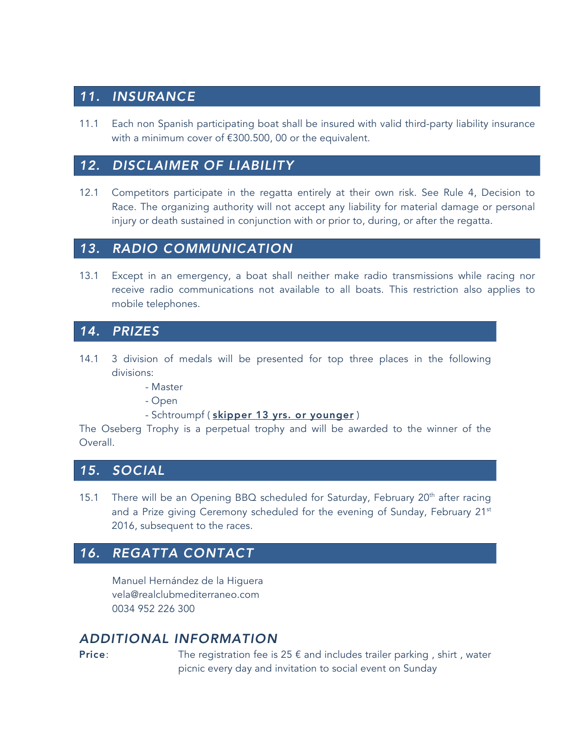## 11. INSURANCE

11.1 Each non Spanish participating boat shall be insured with valid third-party liability insurance with a minimum cover of €300.500, 00 or the equivalent.

## 12. DISCLAIMER OF LIABILITY

12.1 Competitors participate in the regatta entirely at their own risk. See Rule 4, Decision to Race. The organizing authority will not accept any liability for material damage or personal injury or death sustained in conjunction with or prior to, during, or after the regatta.

## 13. RADIO COMMUNICATION

13.1 Except in an emergency, a boat shall neither make radio transmissions while racing nor receive radio communications not available to all boats. This restriction also applies to mobile telephones.

## 14. PRIZES

14.1 3 division of medals will be presented for top three places in the following divisions:

- Master
- Open
- Schtroumpf ( **skipper 13 yrs. or younger** )

The Oseberg Trophy is a perpetual trophy and will be awarded to the winner of the Overall.

## 15. SOCIAL

15.1 There will be an Opening BBQ scheduled for Saturday, February 20th after racing and a Prize giving Ceremony scheduled for the evening of Sunday, February 21st 2016, subsequent to the races.

## 16. REGATTA CONTACT

Manuel Hernández de la Higuera
vela@realclubmediterraneo.com
0034 952 226 300

## ADDITIONAL INFORMATION

**Price**: The registration fee is 25 € and includes trailer parking , shirt , water picnic every day and invitation to social event on Sunday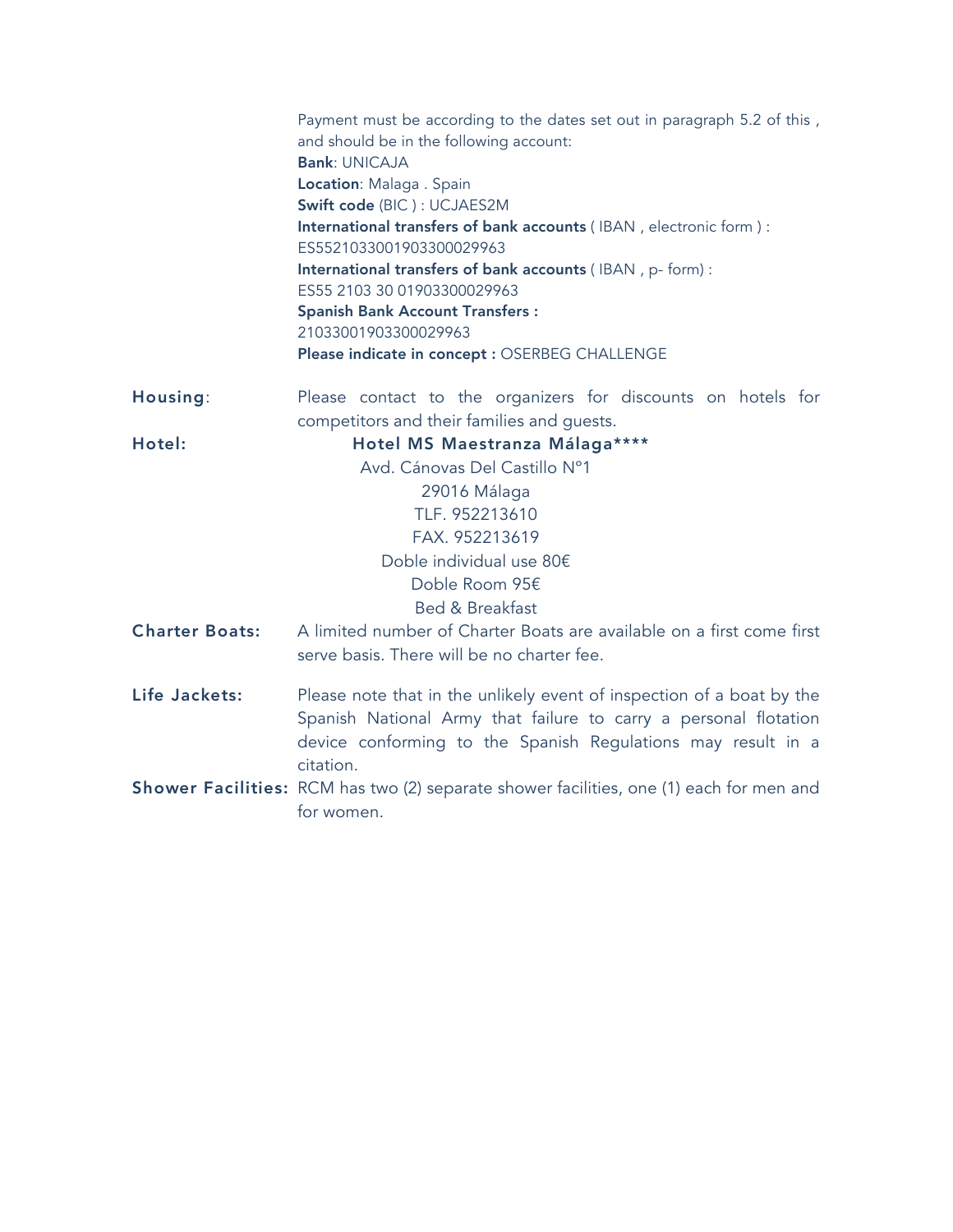Payment must be according to the dates set out in paragraph 5.2 of this , and should be in the following account:

**Bank**: UNICAJA

**Location**: Malaga . Spain

**Swift code** (BIC ) : UCJAES2M

**International transfers of bank accounts** ( IBAN , electronic form ) : ES5521033001903300029963

**International transfers of bank accounts** ( IBAN , p- form) : ES55 2103 30 01903300029963

**Spanish Bank Account Transfers :** 21033001903300029963

**Please indicate in concept :** OSERBEG CHALLENGE

**Housing**: Please contact to the organizers for discounts on hotels for competitors and their families and guests.

**Hotel:**

**Hotel MS Maestranza Málaga\*\*\*\***
Avd. Cánovas Del Castillo N°1
29016 Málaga
TLF. 952213610
FAX. 952213619
Doble individual use 80€
Doble Room 95€
Bed & Breakfast

**Charter Boats:** A limited number of Charter Boats are available on a first come first serve basis. There will be no charter fee.

**Life Jackets:** Please note that in the unlikely event of inspection of a boat by the Spanish National Army that failure to carry a personal flotation device conforming to the Spanish Regulations may result in a citation.

**Shower Facilities:** RCM has two (2) separate shower facilities, one (1) each for men and for women.